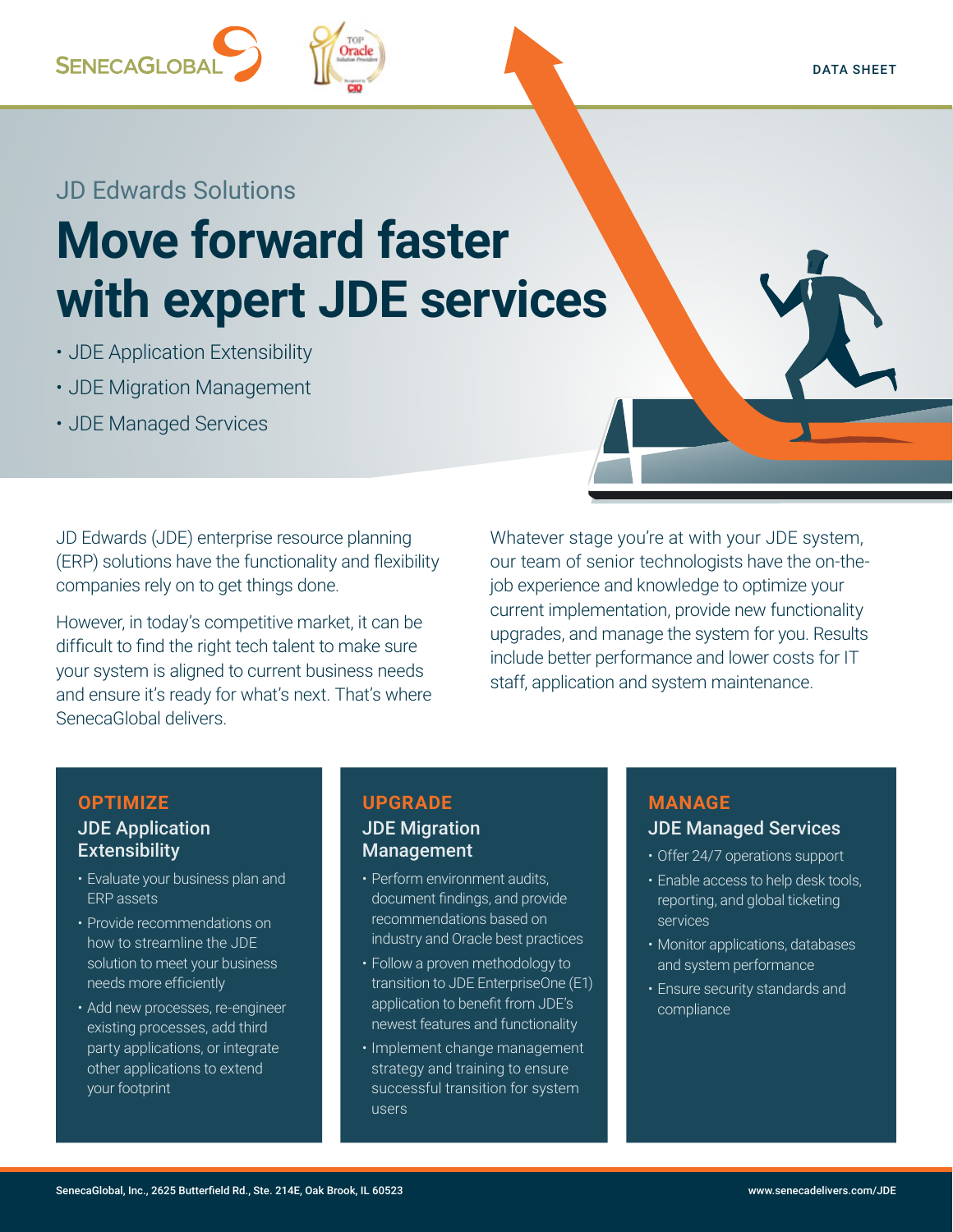DATA SHEET

JD Edwards Solutions

# Move forward faster with expert JDE services

- JDE Application Extensibility
- JDE Migration Management
- JDE Managed Services

JD Edwards (JDE) enterprise resource planning (ERP) solutions have the functionality and flexibility companies rely on to get things done.

However, in today's competitive market, it can be difficult to find the right tech talent to make sure your system is aligned to current business needs and ensure it's ready for what's next. That's where SenecaGlobal delivers.

Whatever stage you're at with your JDE system, our team of senior technologists have the on-the-job experience and knowledge to optimize your current implementation, provide new functionality upgrades, and manage the system for you. Results include better performance and lower costs for IT staff, application and system maintenance.

## OPTIMIZE

### JDE Application Extensibility

- Evaluate your business plan and ERP assets
- Provide recommendations on how to streamline the JDE solution to meet your business needs more efficiently
- Add new processes, re-engineer existing processes, add third party applications, or integrate other applications to extend your footprint

## UPGRADE

### JDE Migration Management

- Perform environment audits, document findings, and provide recommendations based on industry and Oracle best practices
- Follow a proven methodology to transition to JDE EnterpriseOne (E1) application to benefit from JDE's newest features and functionality
- Implement change management strategy and training to ensure successful transition for system users

## MANAGE

### JDE Managed Services

- Offer 24/7 operations support
- Enable access to help desk tools, reporting, and global ticketing services
- Monitor applications, databases and system performance
- Ensure security standards and compliance

SenecaGlobal, Inc., 2625 Butterfield Rd., Ste. 214E, Oak Brook, IL 60523

www.senecadelivers.com/JDE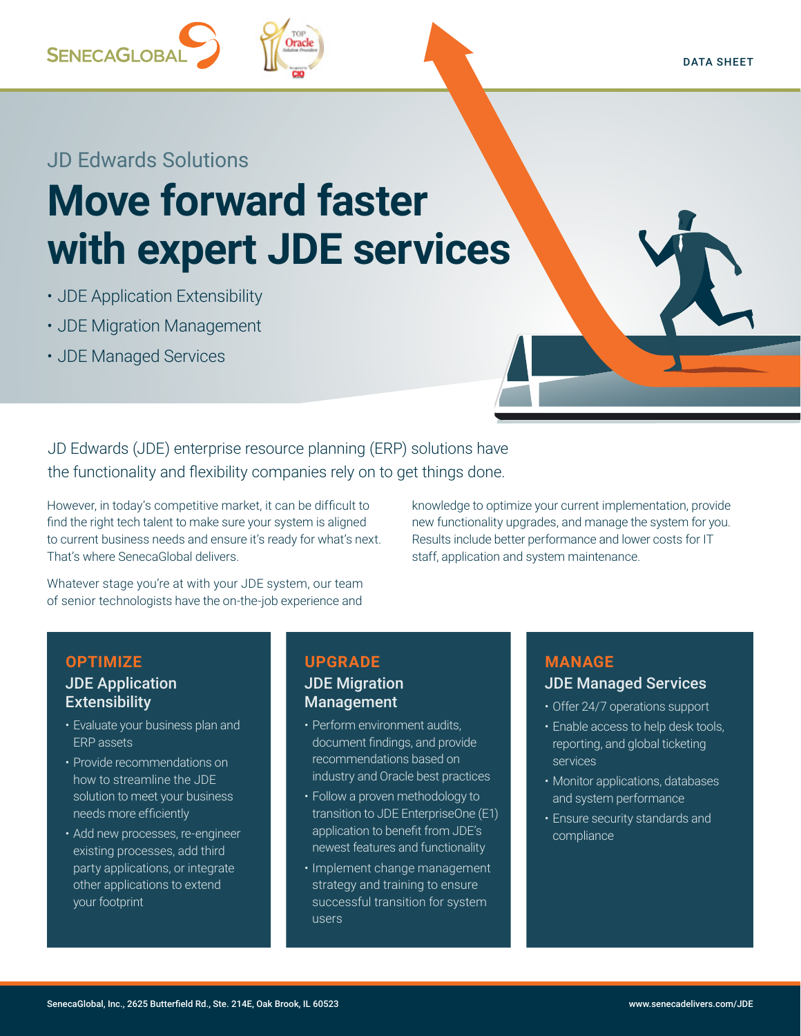DATA SHEET

JD Edwards Solutions

# Move forward faster with expert JDE services

- JDE Application Extensibility
- JDE Migration Management
- JDE Managed Services

JD Edwards (JDE) enterprise resource planning (ERP) solutions have the functionality and flexibility companies rely on to get things done.

However, in today's competitive market, it can be difficult to find the right tech talent to make sure your system is aligned to current business needs and ensure it's ready for what's next. That's where SenecaGlobal delivers.

Whatever stage you're at with your JDE system, our team of senior technologists have the on-the-job experience and knowledge to optimize your current implementation, provide new functionality upgrades, and manage the system for you. Results include better performance and lower costs for IT staff, application and system maintenance.

## OPTIMIZE

### JDE Application Extensibility

- Evaluate your business plan and ERP assets
- Provide recommendations on how to streamline the JDE solution to meet your business needs more efficiently
- Add new processes, re-engineer existing processes, add third party applications, or integrate other applications to extend your footprint

## UPGRADE

### JDE Migration Management

- Perform environment audits, document findings, and provide recommendations based on industry and Oracle best practices
- Follow a proven methodology to transition to JDE EnterpriseOne (E1) application to benefit from JDE's newest features and functionality
- Implement change management strategy and training to ensure successful transition for system users

## MANAGE

### JDE Managed Services

- Offer 24/7 operations support
- Enable access to help desk tools, reporting, and global ticketing services
- Monitor applications, databases and system performance
- Ensure security standards and compliance

SenecaGlobal, Inc., 2625 Butterfield Rd., Ste. 214E, Oak Brook, IL 60523

www.senecadelivers.com/JDE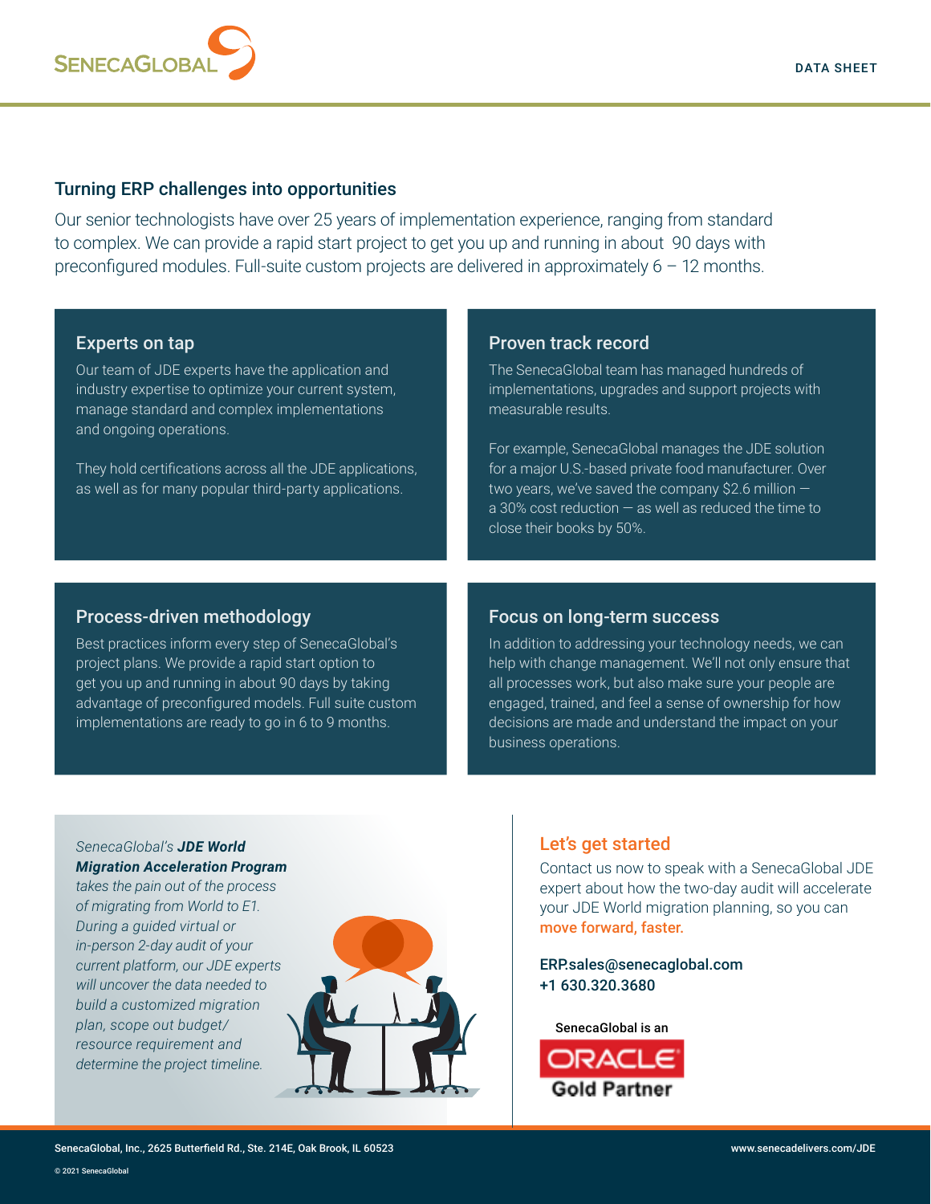DATA SHEET

## Turning ERP challenges into opportunities

Our senior technologists have over 25 years of implementation experience, ranging from standard to complex. We can provide a rapid start project to get you up and running in about 90 days with preconfigured modules. Full-suite custom projects are delivered in approximately 6 – 12 months.

### Experts on tap

Our team of JDE experts have the application and industry expertise to optimize your current system, manage standard and complex implementations and ongoing operations.

They hold certifications across all the JDE applications, as well as for many popular third-party applications.

### Proven track record

The SenecaGlobal team has managed hundreds of implementations, upgrades and support projects with measurable results.

For example, SenecaGlobal manages the JDE solution for a major U.S.-based private food manufacturer. Over two years, we've saved the company $2.6 million — a 30% cost reduction — as well as reduced the time to close their books by 50%.

### Process-driven methodology

Best practices inform every step of SenecaGlobal's project plans. We provide a rapid start option to get you up and running in about 90 days by taking advantage of preconfigured models. Full suite custom implementations are ready to go in 6 to 9 months.

### Focus on long-term success

In addition to addressing your technology needs, we can help with change management. We'll not only ensure that all processes work, but also make sure your people are engaged, trained, and feel a sense of ownership for how decisions are made and understand the impact on your business operations.

*SenecaGlobal's* ***JDE World Migration Acceleration Program*** *takes the pain out of the process of migrating from World to E1. During a guided virtual or in-person 2-day audit of your current platform, our JDE experts will uncover the data needed to build a customized migration plan, scope out budget/ resource requirement and determine the project timeline.*

### Let's get started

Contact us now to speak with a SenecaGlobal JDE expert about how the two-day audit will accelerate your JDE World migration planning, so you can **move forward, faster.**

**ERP.sales@senecaglobal.com**
**+1 630.320.3680**

SenecaGlobal is an ORACLE Gold Partner

SenecaGlobal, Inc., 2625 Butterfield Rd., Ste. 214E, Oak Brook, IL 60523

www.senecadelivers.com/JDE

© 2021 SenecaGlobal